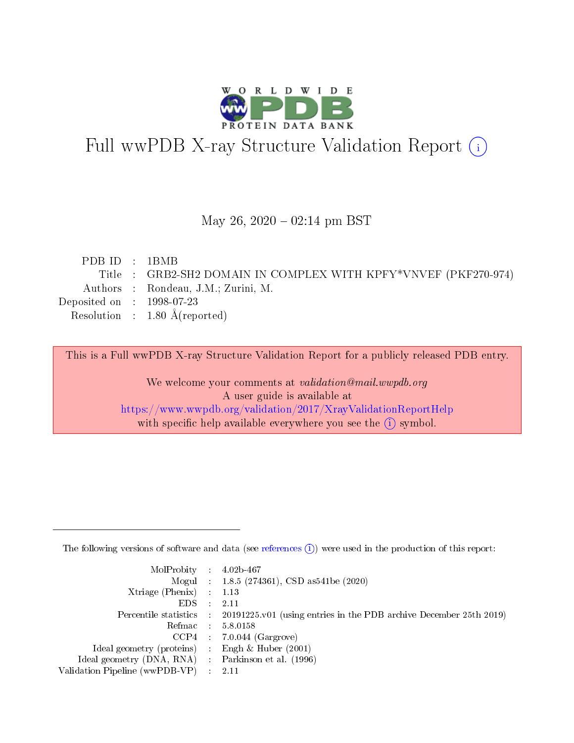# Full wwPDB X-ray Structure Validation Report (i)

May 26, 2020 – 02:14 pm BST

| | | |
|---|---|---|
| PDB ID | : | 1BMB |
| Title | : | GRB2-SH2 DOMAIN IN COMPLEX WITH KPFY*VNVEF (PKF270-974) |
| Authors | : | Rondeau, J.M.; Zurini, M. |
| Deposited on | : | 1998-07-23 |
| Resolution | : | 1.80 Å(reported) |

This is a Full wwPDB X-ray Structure Validation Report for a publicly released PDB entry.

We welcome your comments at *validation@mail.wwpdb.org*
A user guide is available at
https://www.wwpdb.org/validation/2017/XrayValidationReportHelp
with specific help available everywhere you see the (i) symbol.

---

The following versions of software and data (see references (i)) were used in the production of this report:

| | | |
|---|---|---|
| MolProbity | : | 4.02b-467 |
| Mogul | : | 1.8.5 (274361), CSD as541be (2020) |
| Xtriage (Phenix) | : | 1.13 |
| EDS | : | 2.11 |
| Percentile statistics | : | 20191225.v01 (using entries in the PDB archive December 25th 2019) |
| Refmac | : | 5.8.0158 |
| CCP4 | : | 7.0.044 (Gargrove) |
| Ideal geometry (proteins) | : | Engh & Huber (2001) |
| Ideal geometry (DNA, RNA) | : | Parkinson et al. (1996) |
| Validation Pipeline (wwPDB-VP) | : | 2.11 |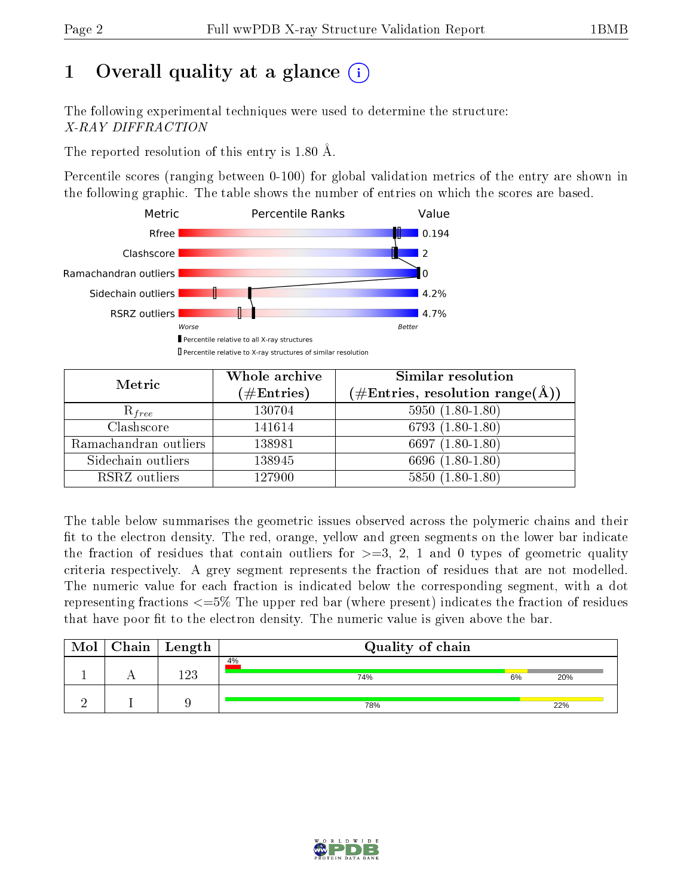# 1 Overall quality at a glance

The following experimental techniques were used to determine the structure:
*X-RAY DIFFRACTION*

The reported resolution of this entry is 1.80 Å.

Percentile scores (ranging between 0-100) for global validation metrics of the entry are shown in the following graphic. The table shows the number of entries on which the scores are based.

| Metric | Value |
|---|---|
| Rfree | 0.194 |
| Clashscore | 2 |
| Ramachandran outliers | 0 |
| Sidechain outliers | 4.2% |
| RSRZ outliers | 4.7% |

Worse — Better

▮ Percentile relative to all X-ray structures

▯ Percentile relative to X-ray structures of similar resolution

| Metric | Whole archive (#Entries) | Similar resolution (#Entries, resolution range(Å)) |
|---|---|---|
| $R_{free}$ | 130704 | 5950 (1.80-1.80) |
| Clashscore | 141614 | 6793 (1.80-1.80) |
| Ramachandran outliers | 138981 | 6697 (1.80-1.80) |
| Sidechain outliers | 138945 | 6696 (1.80-1.80) |
| RSRZ outliers | 127900 | 5850 (1.80-1.80) |

The table below summarises the geometric issues observed across the polymeric chains and their fit to the electron density. The red, orange, yellow and green segments on the lower bar indicate the fraction of residues that contain outliers for >=3, 2, 1 and 0 types of geometric quality criteria respectively. A grey segment represents the fraction of residues that are not modelled. The numeric value for each fraction is indicated below the corresponding segment, with a dot representing fractions <=5% The upper red bar (where present) indicates the fraction of residues that have poor fit to the electron density. The numeric value is given above the bar.

| Mol | Chain | Length | Quality of chain |
|---|---|---|---|
| 1 | A | 123 | 4% (poor fit); 74%, 6%, 20% |
| 2 | I | 9 | 78%, 22% |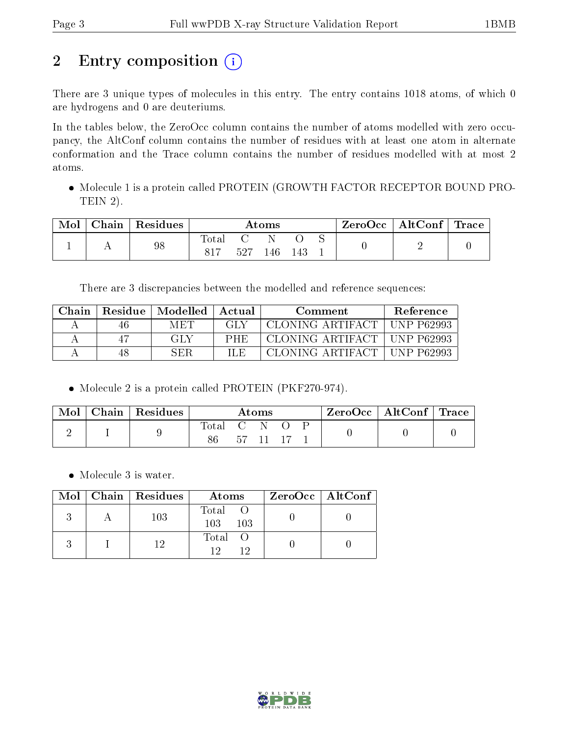# 2 Entry composition (i)

There are 3 unique types of molecules in this entry. The entry contains 1018 atoms, of which 0 are hydrogens and 0 are deuteriums.

In the tables below, the ZeroOcc column contains the number of atoms modelled with zero occupancy, the AltConf column contains the number of residues with at least one atom in alternate conformation and the Trace column contains the number of residues modelled with at most 2 atoms.

- Molecule 1 is a protein called PROTEIN (GROWTH FACTOR RECEPTOR BOUND PROTEIN 2).

| Mol | Chain | Residues | Atoms | | | | | ZeroOcc | AltConf | Trace |
|---|---|---|---|---|---|---|---|---|---|---|
| | | | Total | C | N | O | S | | | |
| 1 | A | 98 | 817 | 527 | 146 | 143 | 1 | 0 | 2 | 0 |

There are 3 discrepancies between the modelled and reference sequences:

| Chain | Residue | Modelled | Actual | Comment | Reference |
|---|---|---|---|---|---|
| A | 46 | MET | GLY | CLONING ARTIFACT | UNP P62993 |
| A | 47 | GLY | PHE | CLONING ARTIFACT | UNP P62993 |
| A | 48 | SER | ILE | CLONING ARTIFACT | UNP P62993 |

- Molecule 2 is a protein called PROTEIN (PKF270-974).

| Mol | Chain | Residues | Atoms | | | | | ZeroOcc | AltConf | Trace |
|---|---|---|---|---|---|---|---|---|---|---|
| | | | Total | C | N | O | P | | | |
| 2 | I | 9 | 86 | 57 | 11 | 17 | 1 | 0 | 0 | 0 |

- Molecule 3 is water.

| Mol | Chain | Residues | Atoms | | ZeroOcc | AltConf |
|---|---|---|---|---|---|---|
| | | | Total | O | | |
| 3 | A | 103 | 103 | 103 | 0 | 0 |
| 3 | I | 12 | 12 | 12 | 0 | 0 |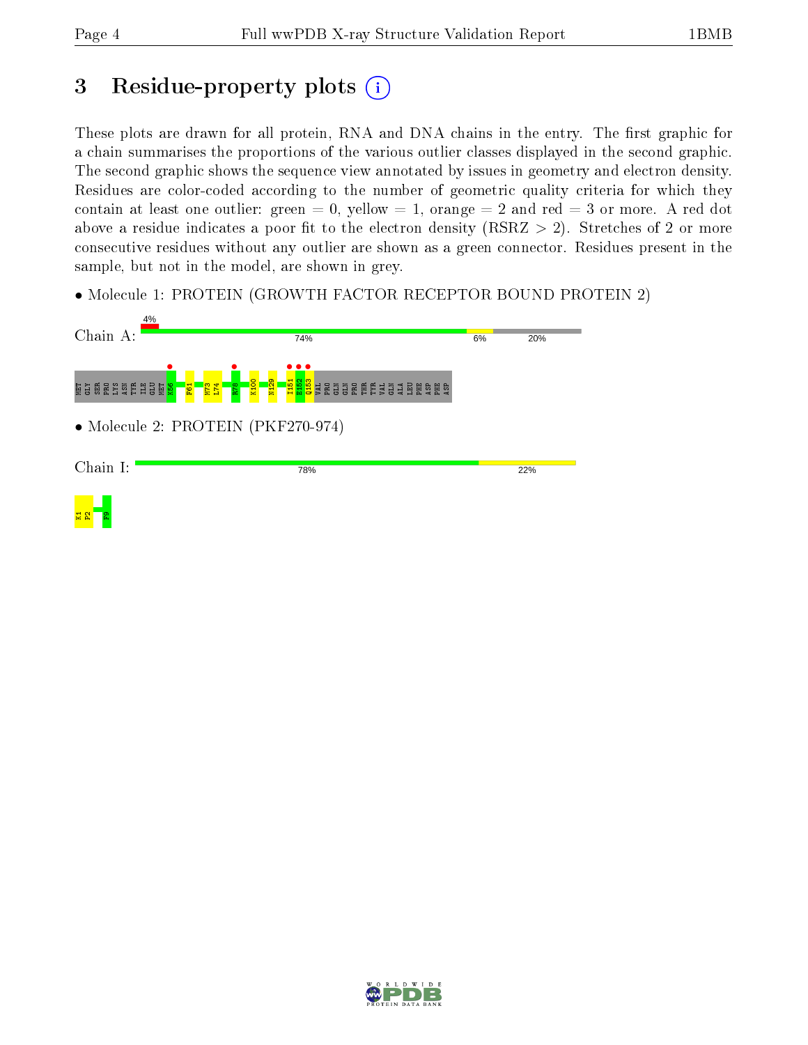# 3 Residue-property plots

These plots are drawn for all protein, RNA and DNA chains in the entry. The first graphic for a chain summarises the proportions of the various outlier classes displayed in the second graphic. The second graphic shows the sequence view annotated by issues in geometry and electron density. Residues are color-coded according to the number of geometric quality criteria for which they contain at least one outlier: green = 0, yellow = 1, orange = 2 and red = 3 or more. A red dot above a residue indicates a poor fit to the electron density (RSRZ > 2). Stretches of 2 or more consecutive residues without any outlier are shown as a green connector. Residues present in the sample, but not in the model, are shown in grey.

- Molecule 1: PROTEIN (GROWTH FACTOR RECEPTOR BOUND PROTEIN 2)

Chain A: 4% | 74% | 6% | 20%

MET GLY SER PRO LYS ASN TYR ILE GLU MET K56 F61 M73 L74 R78 K100 N129 I151 E152 Q153 VAL PRO GLN GLN PRO THR TYR VAL GLN ALA LEU PHE ASP PHE ASP

- Molecule 2: PROTEIN (PKF270-974)

Chain I: 78% | 22%

K1 P2 F9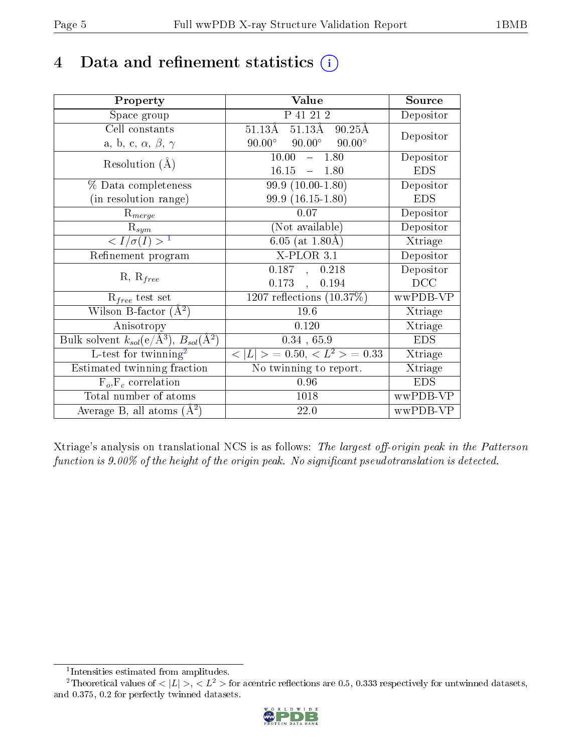# 4 Data and refinement statistics

| Property | Value | Source |
|---|---|---|
| Space group | P 41 21 2 | Depositor |
| Cell constants<br>a, b, c, $\alpha$, $\beta$, $\gamma$ | 51.13Å 51.13Å 90.25Å<br>90.00° 90.00° 90.00° | Depositor |
| Resolution (Å) | 10.00 – 1.80<br>16.15 – 1.80 | Depositor<br>EDS |
| % Data completeness<br>(in resolution range) | 99.9 (10.00-1.80)<br>99.9 (16.15-1.80) | Depositor<br>EDS |
| $R_{merge}$ | 0.07 | Depositor |
| $R_{sym}$ | (Not available) | Depositor |
| $< I/\sigma(I) >$ [1] | 6.05 (at 1.80Å) | Xtriage |
| Refinement program | X-PLOR 3.1 | Depositor |
| R, $R_{free}$ | 0.187 , 0.218<br>0.173 , 0.194 | Depositor<br>DCC |
| $R_{free}$ test set | 1207 reflections (10.37%) | wwPDB-VP |
| Wilson B-factor (Å$^2$) | 19.6 | Xtriage |
| Anisotropy | 0.120 | Xtriage |
| Bulk solvent $k_{sol}$(e/Å$^3$), $B_{sol}$(Å$^2$) | 0.34 , 65.9 | EDS |
| L-test for twinning[2] | $< \|L\| >$ = 0.50, $< L^2 >$ = 0.33 | Xtriage |
| Estimated twinning fraction | No twinning to report. | Xtriage |
| $F_o$,$F_c$ correlation | 0.96 | EDS |
| Total number of atoms | 1018 | wwPDB-VP |
| Average B, all atoms (Å$^2$) | 22.0 | wwPDB-VP |

Xtriage's analysis on translational NCS is as follows: *The largest off-origin peak in the Patterson function is 9.00% of the height of the origin peak. No significant pseudotranslation is detected.*

[1] Intensities estimated from amplitudes.

[2] Theoretical values of $< |L| >$, $< L^2 >$ for acentric reflections are 0.5, 0.333 respectively for untwinned datasets, and 0.375, 0.2 for perfectly twinned datasets.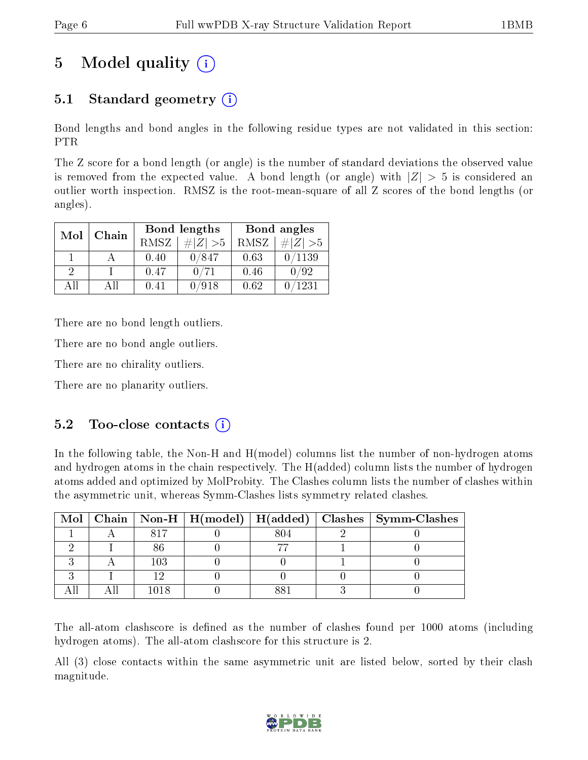# 5 Model quality (i)

## 5.1 Standard geometry (i)

Bond lengths and bond angles in the following residue types are not validated in this section: PTR

The Z score for a bond length (or angle) is the number of standard deviations the observed value is removed from the expected value. A bond length (or angle) with $|Z| > 5$ is considered an outlier worth inspection. RMSZ is the root-mean-square of all Z scores of the bond lengths (or angles).

| Mol | Chain | Bond lengths | | Bond angles | |
|---|---|---|---|---|---|
| | | RMSZ | $\#\|Z\| > 5$ | RMSZ | $\#\|Z\| > 5$ |
| 1 | A | 0.40 | 0/847 | 0.63 | 0/1139 |
| 2 | I | 0.47 | 0/71 | 0.46 | 0/92 |
| All | All | 0.41 | 0/918 | 0.62 | 0/1231 |

There are no bond length outliers.

There are no bond angle outliers.

There are no chirality outliers.

There are no planarity outliers.

## 5.2 Too-close contacts (i)

In the following table, the Non-H and H(model) columns list the number of non-hydrogen atoms and hydrogen atoms in the chain respectively. The H(added) column lists the number of hydrogen atoms added and optimized by MolProbity. The Clashes column lists the number of clashes within the asymmetric unit, whereas Symm-Clashes lists symmetry related clashes.

| Mol | Chain | Non-H | H(model) | H(added) | Clashes | Symm-Clashes |
|---|---|---|---|---|---|---|
| 1 | A | 817 | 0 | 804 | 2 | 0 |
| 2 | I | 86 | 0 | 77 | 1 | 0 |
| 3 | A | 103 | 0 | 0 | 1 | 0 |
| 3 | I | 12 | 0 | 0 | 0 | 0 |
| All | All | 1018 | 0 | 881 | 3 | 0 |

The all-atom clashscore is defined as the number of clashes found per 1000 atoms (including hydrogen atoms). The all-atom clashscore for this structure is 2.

All (3) close contacts within the same asymmetric unit are listed below, sorted by their clash magnitude.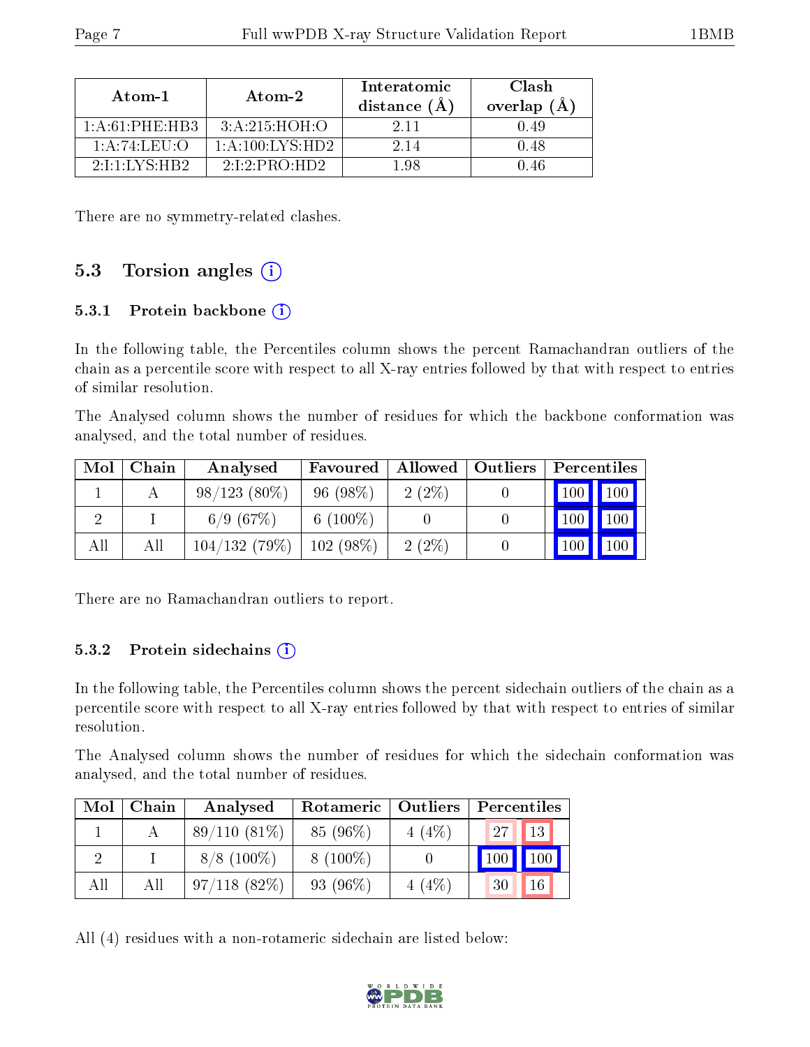| Atom-1 | Atom-2 | Interatomic distance (Å) | Clash overlap (Å) |
|---|---|---|---|
| 1:A:61:PHE:HB3 | 3:A:215:HOH:O | 2.11 | 0.49 |
| 1:A:74:LEU:O | 1:A:100:LYS:HD2 | 2.14 | 0.48 |
| 2:I:1:LYS:HB2 | 2:I:2:PRO:HD2 | 1.98 | 0.46 |

There are no symmetry-related clashes.

## 5.3 Torsion angles (i)

### 5.3.1 Protein backbone (i)

In the following table, the Percentiles column shows the percent Ramachandran outliers of the chain as a percentile score with respect to all X-ray entries followed by that with respect to entries of similar resolution.

The Analysed column shows the number of residues for which the backbone conformation was analysed, and the total number of residues.

| Mol | Chain | Analysed | Favoured | Allowed | Outliers | Percentiles | |
|---|---|---|---|---|---|---|---|
| 1 | A | 98/123 (80%) | 96 (98%) | 2 (2%) | 0 | 100 | 100 |
| 2 | I | 6/9 (67%) | 6 (100%) | 0 | 0 | 100 | 100 |
| All | All | 104/132 (79%) | 102 (98%) | 2 (2%) | 0 | 100 | 100 |

There are no Ramachandran outliers to report.

### 5.3.2 Protein sidechains (i)

In the following table, the Percentiles column shows the percent sidechain outliers of the chain as a percentile score with respect to all X-ray entries followed by that with respect to entries of similar resolution.

The Analysed column shows the number of residues for which the sidechain conformation was analysed, and the total number of residues.

| Mol | Chain | Analysed | Rotameric | Outliers | Percentiles | |
|---|---|---|---|---|---|---|
| 1 | A | 89/110 (81%) | 85 (96%) | 4 (4%) | 27 | 13 |
| 2 | I | 8/8 (100%) | 8 (100%) | 0 | 100 | 100 |
| All | All | 97/118 (82%) | 93 (96%) | 4 (4%) | 30 | 16 |

All (4) residues with a non-rotameric sidechain are listed below: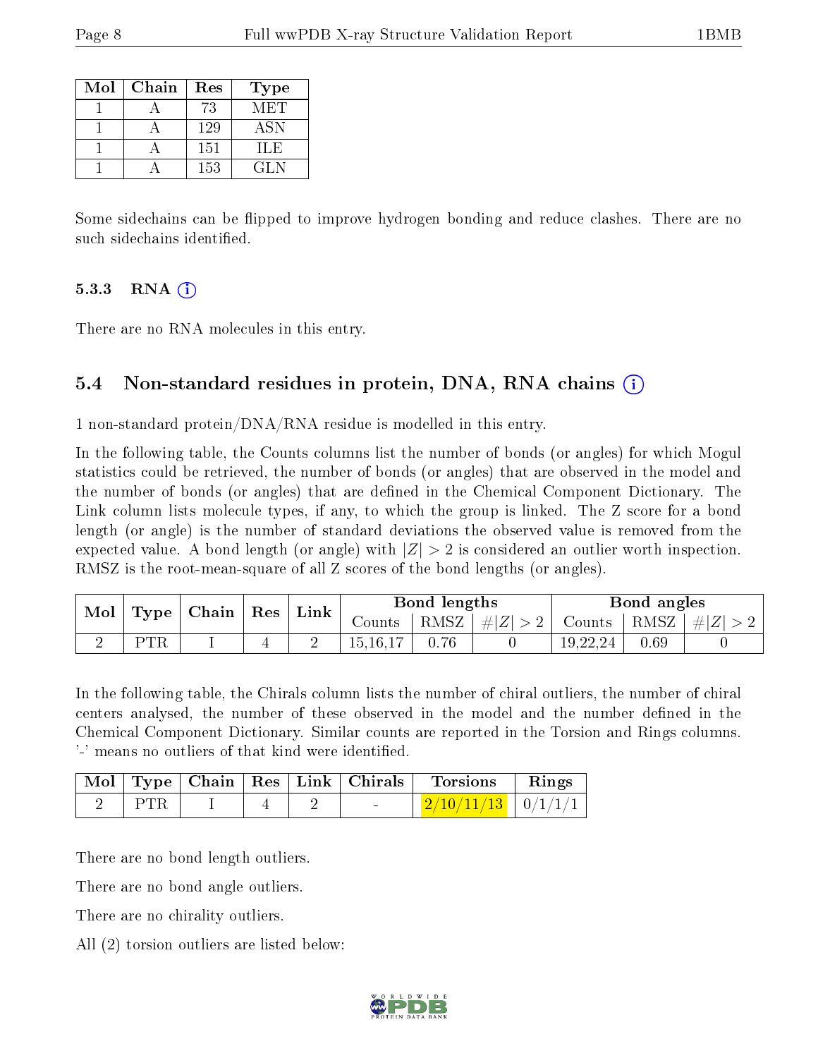| Mol | Chain | Res | Type |
|---|---|---|---|
| 1 | A | 73 | MET |
| 1 | A | 129 | ASN |
| 1 | A | 151 | ILE |
| 1 | A | 153 | GLN |

Some sidechains can be flipped to improve hydrogen bonding and reduce clashes. There are no such sidechains identified.

### 5.3.3 RNA

There are no RNA molecules in this entry.

## 5.4 Non-standard residues in protein, DNA, RNA chains

1 non-standard protein/DNA/RNA residue is modelled in this entry.

In the following table, the Counts columns list the number of bonds (or angles) for which Mogul statistics could be retrieved, the number of bonds (or angles) that are observed in the model and the number of bonds (or angles) that are defined in the Chemical Component Dictionary. The Link column lists molecule types, if any, to which the group is linked. The Z score for a bond length (or angle) is the number of standard deviations the observed value is removed from the expected value. A bond length (or angle) with $|Z| > 2$ is considered an outlier worth inspection. RMSZ is the root-mean-square of all Z scores of the bond lengths (or angles).

| Mol | Type | Chain | Res | Link | Bond lengths | | | Bond angles | | |
|---|---|---|---|---|---|---|---|---|---|---|
| | | | | | Counts | RMSZ | $\#\|Z\| > 2$ | Counts | RMSZ | $\#\|Z\| > 2$ |
| 2 | PTR | I | 4 | 2 | 15,16,17 | 0.76 | 0 | 19,22,24 | 0.69 | 0 |

In the following table, the Chirals column lists the number of chiral outliers, the number of chiral centers analysed, the number of these observed in the model and the number defined in the Chemical Component Dictionary. Similar counts are reported in the Torsion and Rings columns. '-' means no outliers of that kind were identified.

| Mol | Type | Chain | Res | Link | Chirals | Torsions | Rings |
|---|---|---|---|---|---|---|---|
| 2 | PTR | I | 4 | 2 | - | 2/10/11/13 | 0/1/1/1 |

There are no bond length outliers.

There are no bond angle outliers.

There are no chirality outliers.

All (2) torsion outliers are listed below: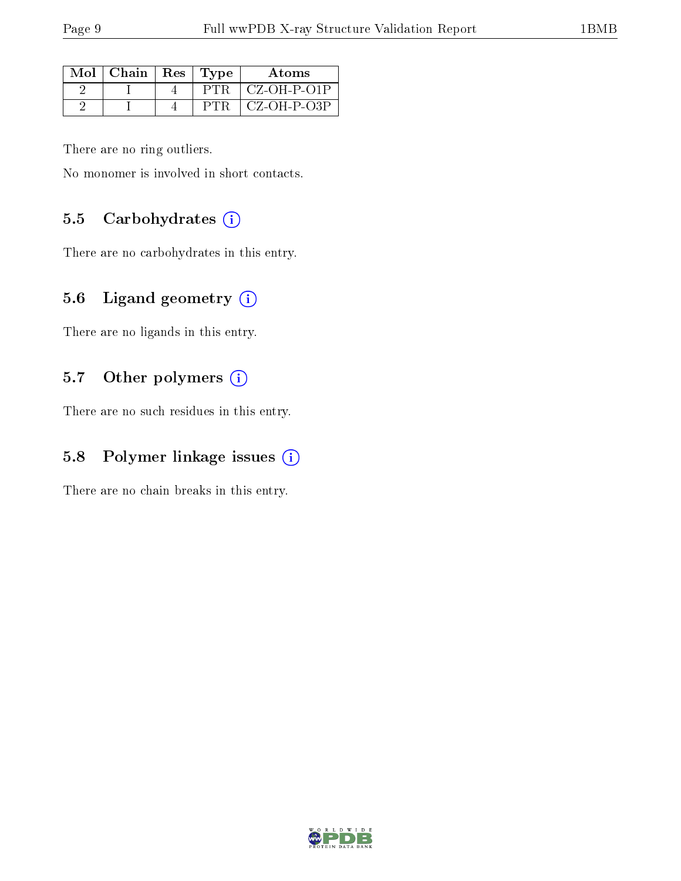| Mol | Chain | Res | Type | Atoms |
| --- | --- | --- | --- | --- |
| 2 | I | 4 | PTR | CZ-OH-P-O1P |
| 2 | I | 4 | PTR | CZ-OH-P-O3P |

There are no ring outliers.

No monomer is involved in short contacts.

### 5.5 Carbohydrates

There are no carbohydrates in this entry.

### 5.6 Ligand geometry

There are no ligands in this entry.

### 5.7 Other polymers

There are no such residues in this entry.

### 5.8 Polymer linkage issues

There are no chain breaks in this entry.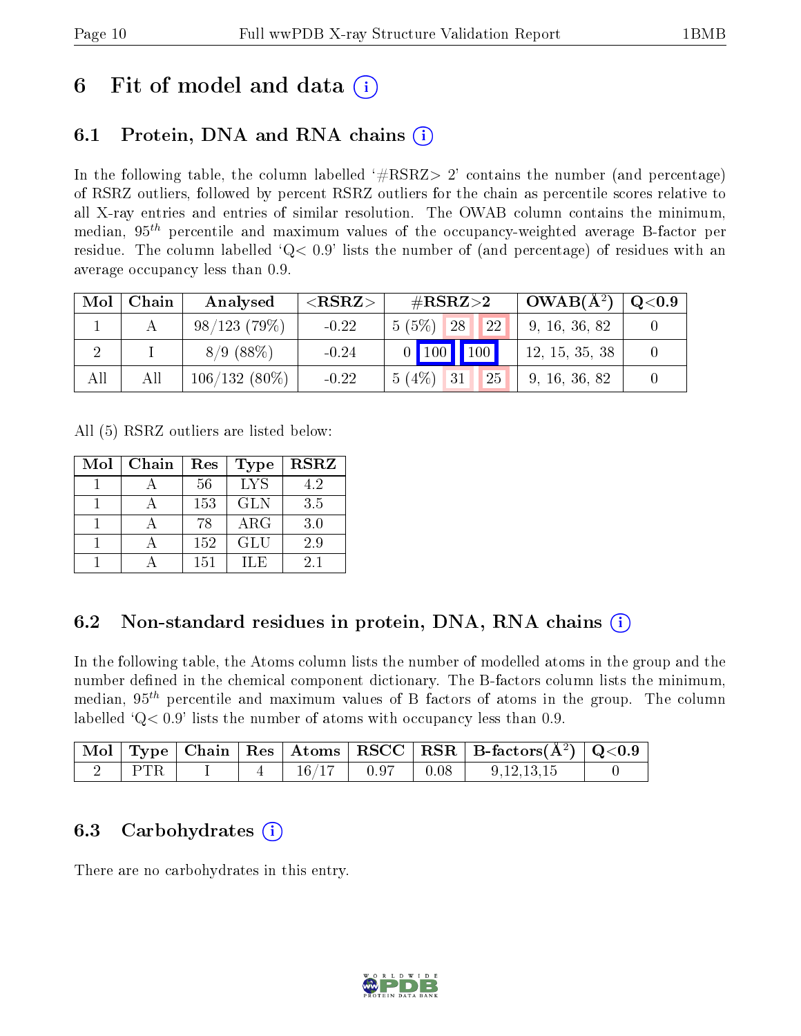# 6 Fit of model and data (i)

## 6.1 Protein, DNA and RNA chains (i)

In the following table, the column labelled '#RSRZ> 2' contains the number (and percentage) of RSRZ outliers, followed by percent RSRZ outliers for the chain as percentile scores relative to all X-ray entries and entries of similar resolution. The OWAB column contains the minimum, median, $95^{th}$ percentile and maximum values of the occupancy-weighted average B-factor per residue. The column labelled 'Q< 0.9' lists the number of (and percentage) of residues with an average occupancy less than 0.9.

| Mol | Chain | Analysed | <RSRZ> | #RSRZ>2 | | | OWAB(Å$^2$) | Q<0.9 |
|---|---|---|---|---|---|---|---|---|
| 1 | A | 98/123 (79%) | -0.22 | 5 (5%) | 28 | 22 | 9, 16, 36, 82 | 0 |
| 2 | I | 8/9 (88%) | -0.24 | 0 | 100 | 100 | 12, 15, 35, 38 | 0 |
| All | All | 106/132 (80%) | -0.22 | 5 (4%) | 31 | 25 | 9, 16, 36, 82 | 0 |

All (5) RSRZ outliers are listed below:

| Mol | Chain | Res | Type | RSRZ |
|---|---|---|---|---|
| 1 | A | 56 | LYS | 4.2 |
| 1 | A | 153 | GLN | 3.5 |
| 1 | A | 78 | ARG | 3.0 |
| 1 | A | 152 | GLU | 2.9 |
| 1 | A | 151 | ILE | 2.1 |

## 6.2 Non-standard residues in protein, DNA, RNA chains (i)

In the following table, the Atoms column lists the number of modelled atoms in the group and the number defined in the chemical component dictionary. The B-factors column lists the minimum, median, $95^{th}$ percentile and maximum values of B factors of atoms in the group. The column labelled 'Q< 0.9' lists the number of atoms with occupancy less than 0.9.

| Mol | Type | Chain | Res | Atoms | RSCC | RSR | B-factors(Å$^2$) | Q<0.9 |
|---|---|---|---|---|---|---|---|---|
| 2 | PTR | I | 4 | 16/17 | 0.97 | 0.08 | 9,12,13,15 | 0 |

## 6.3 Carbohydrates (i)

There are no carbohydrates in this entry.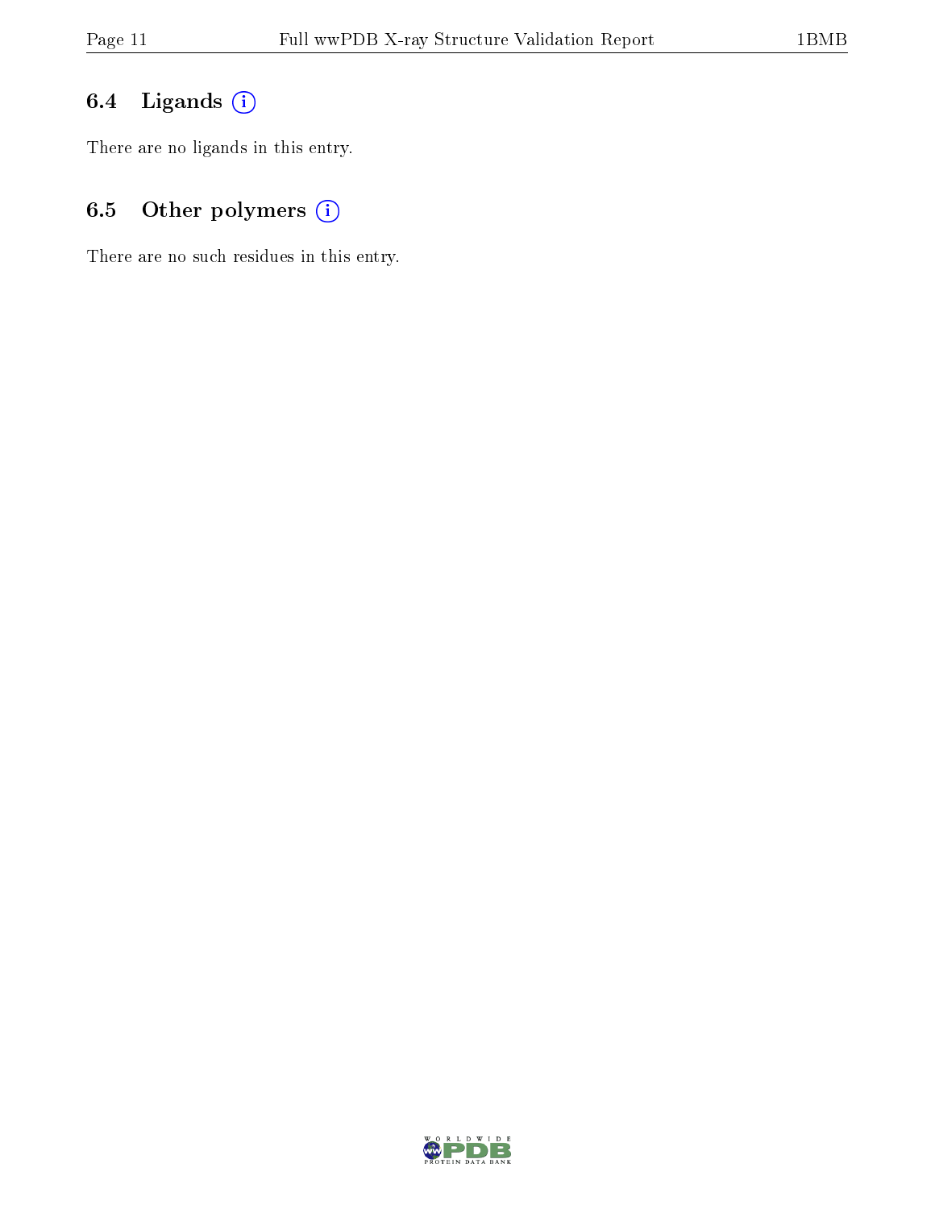### 6.4 Ligands

There are no ligands in this entry.

### 6.5 Other polymers

There are no such residues in this entry.